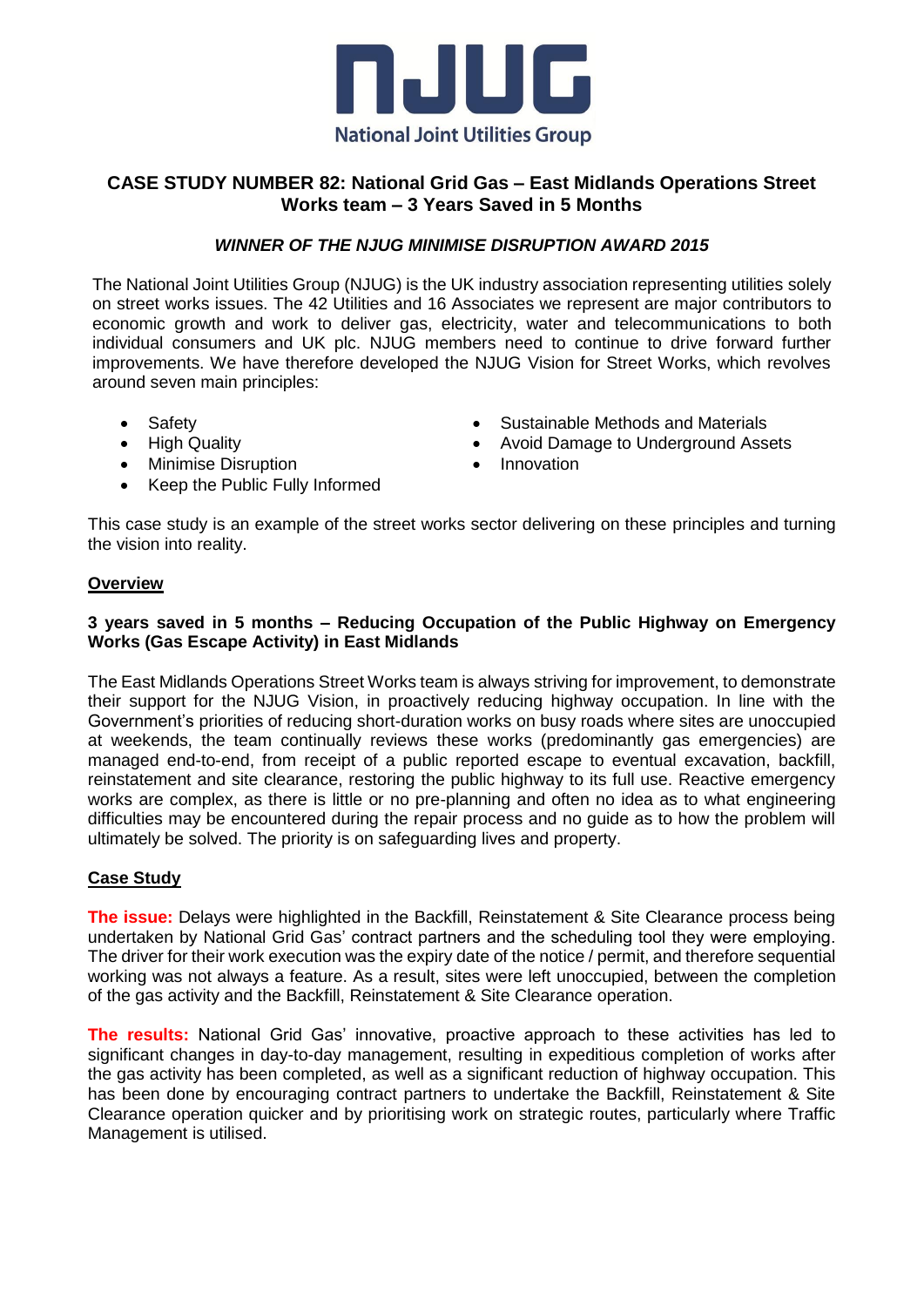NJUG

National Joint Utilities Group

# CASE STUDY NUMBER 82: National Grid Gas – East Midlands Operations Street Works team – 3 Years Saved in 5 Months

***WINNER OF THE NJUG MINIMISE DISRUPTION AWARD 2015***

The National Joint Utilities Group (NJUG) is the UK industry association representing utilities solely on street works issues. The 42 Utilities and 16 Associates we represent are major contributors to economic growth and work to deliver gas, electricity, water and telecommunications to both individual consumers and UK plc. NJUG members need to continue to drive forward further improvements. We have therefore developed the NJUG Vision for Street Works, which revolves around seven main principles:

- Safety
- High Quality
- Minimise Disruption
- Keep the Public Fully Informed
- Sustainable Methods and Materials
- Avoid Damage to Underground Assets
- Innovation

This case study is an example of the street works sector delivering on these principles and turning the vision into reality.

## Overview

**3 years saved in 5 months – Reducing Occupation of the Public Highway on Emergency Works (Gas Escape Activity) in East Midlands**

The East Midlands Operations Street Works team is always striving for improvement, to demonstrate their support for the NJUG Vision, in proactively reducing highway occupation. In line with the Government's priorities of reducing short-duration works on busy roads where sites are unoccupied at weekends, the team continually reviews these works (predominantly gas emergencies) are managed end-to-end, from receipt of a public reported escape to eventual excavation, backfill, reinstatement and site clearance, restoring the public highway to its full use. Reactive emergency works are complex, as there is little or no pre-planning and often no idea as to what engineering difficulties may be encountered during the repair process and no guide as to how the problem will ultimately be solved. The priority is on safeguarding lives and property.

## Case Study

**The issue:** Delays were highlighted in the Backfill, Reinstatement & Site Clearance process being undertaken by National Grid Gas' contract partners and the scheduling tool they were employing. The driver for their work execution was the expiry date of the notice / permit, and therefore sequential working was not always a feature. As a result, sites were left unoccupied, between the completion of the gas activity and the Backfill, Reinstatement & Site Clearance operation.

**The results:** National Grid Gas' innovative, proactive approach to these activities has led to significant changes in day-to-day management, resulting in expeditious completion of works after the gas activity has been completed, as well as a significant reduction of highway occupation. This has been done by encouraging contract partners to undertake the Backfill, Reinstatement & Site Clearance operation quicker and by prioritising work on strategic routes, particularly where Traffic Management is utilised.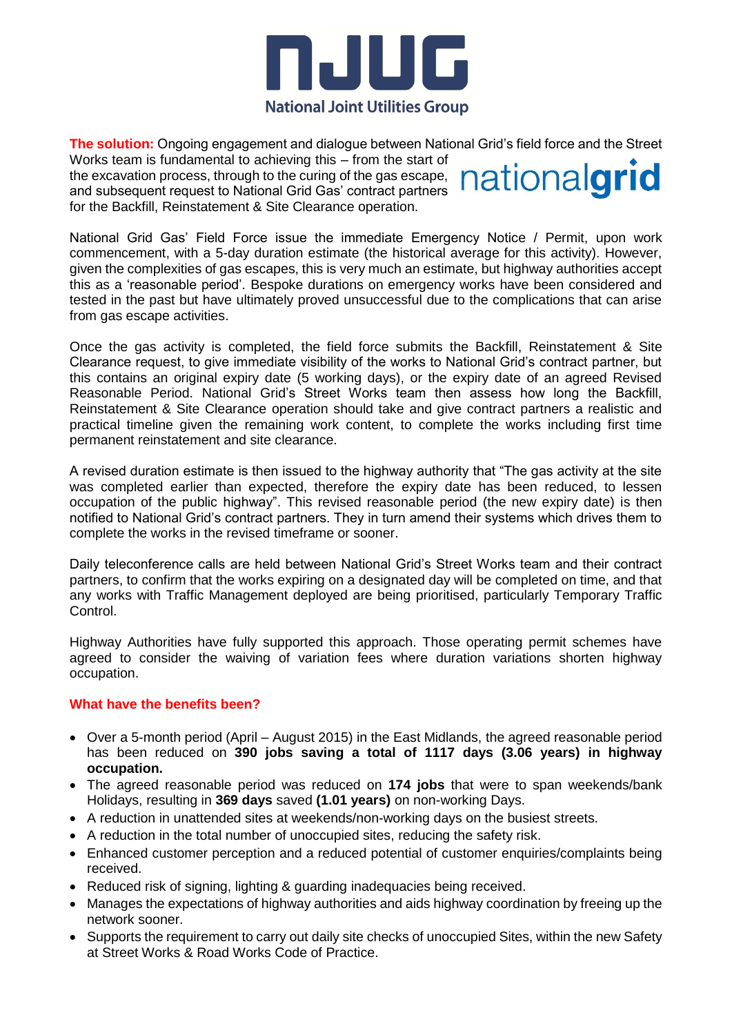**The solution:** Ongoing engagement and dialogue between National Grid's field force and the Street Works team is fundamental to achieving this – from the start of the excavation process, through to the curing of the gas escape, and subsequent request to National Grid Gas' contract partners for the Backfill, Reinstatement & Site Clearance operation.

National Grid Gas' Field Force issue the immediate Emergency Notice / Permit, upon work commencement, with a 5-day duration estimate (the historical average for this activity). However, given the complexities of gas escapes, this is very much an estimate, but highway authorities accept this as a 'reasonable period'. Bespoke durations on emergency works have been considered and tested in the past but have ultimately proved unsuccessful due to the complications that can arise from gas escape activities.

Once the gas activity is completed, the field force submits the Backfill, Reinstatement & Site Clearance request, to give immediate visibility of the works to National Grid's contract partner, but this contains an original expiry date (5 working days), or the expiry date of an agreed Revised Reasonable Period. National Grid's Street Works team then assess how long the Backfill, Reinstatement & Site Clearance operation should take and give contract partners a realistic and practical timeline given the remaining work content, to complete the works including first time permanent reinstatement and site clearance.

A revised duration estimate is then issued to the highway authority that "The gas activity at the site was completed earlier than expected, therefore the expiry date has been reduced, to lessen occupation of the public highway". This revised reasonable period (the new expiry date) is then notified to National Grid's contract partners. They in turn amend their systems which drives them to complete the works in the revised timeframe or sooner.

Daily teleconference calls are held between National Grid's Street Works team and their contract partners, to confirm that the works expiring on a designated day will be completed on time, and that any works with Traffic Management deployed are being prioritised, particularly Temporary Traffic Control.

Highway Authorities have fully supported this approach. Those operating permit schemes have agreed to consider the waiving of variation fees where duration variations shorten highway occupation.

**What have the benefits been?**

- Over a 5-month period (April – August 2015) in the East Midlands, the agreed reasonable period has been reduced on **390 jobs saving a total of 1117 days (3.06 years) in highway occupation.**
- The agreed reasonable period was reduced on **174 jobs** that were to span weekends/bank Holidays, resulting in **369 days** saved **(1.01 years)** on non-working Days.
- A reduction in unattended sites at weekends/non-working days on the busiest streets.
- A reduction in the total number of unoccupied sites, reducing the safety risk.
- Enhanced customer perception and a reduced potential of customer enquiries/complaints being received.
- Reduced risk of signing, lighting & guarding inadequacies being received.
- Manages the expectations of highway authorities and aids highway coordination by freeing up the network sooner.
- Supports the requirement to carry out daily site checks of unoccupied Sites, within the new Safety at Street Works & Road Works Code of Practice.